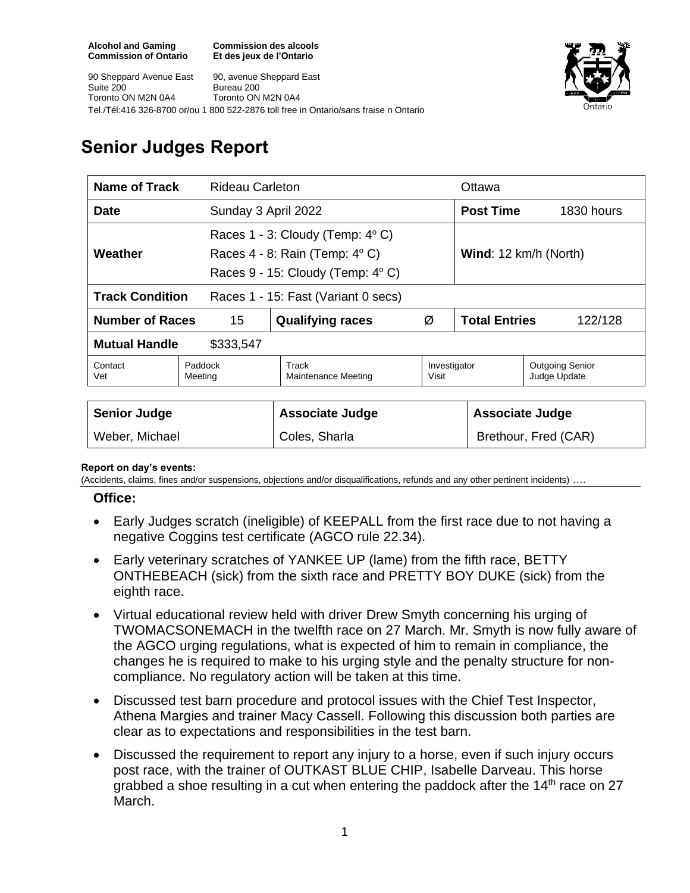**Alcohol and Gaming Commission of Ontario**
**Commission des alcools Et des jeux de l'Ontario**

90 Sheppard Avenue East
Suite 200
Toronto ON M2N 0A4

90, avenue Sheppard East
Bureau 200
Toronto ON M2N 0A4

Tel./Tél:416 326-8700 or/ou 1 800 522-2876 toll free in Ontario/sans fraise n Ontario

# Senior Judges Report

| **Name of Track** | Rideau Carleton | | | Ottawa | |
|---|---|---|---|---|---|
| **Date** | Sunday 3 April 2022 | | | **Post Time** | 1830 hours |
| **Weather** | Races 1 - 3: Cloudy (Temp: 4° C)<br>Races 4 - 8: Rain (Temp: 4° C)<br>Races 9 - 15: Cloudy (Temp: 4° C) | | | **Wind**: 12 km/h (North) | |
| **Track Condition** | Races 1 - 15: Fast (Variant 0 secs) | | | | |
| **Number of Races** | 15 | **Qualifying races** | Ø | **Total Entries** | 122/128 |
| **Mutual Handle** | $333,547 | | | | |
| Contact Vet | Paddock Meeting | Track Maintenance Meeting | | Investigator Visit | Outgoing Senior Judge Update |

| **Senior Judge** | **Associate Judge** | **Associate Judge** |
|---|---|---|
| Weber, Michael | Coles, Sharla | Brethour, Fred (CAR) |

**Report on day's events:**
(Accidents, claims, fines and/or suspensions, objections and/or disqualifications, refunds and any other pertinent incidents) ….

### Office:

- Early Judges scratch (ineligible) of KEEPALL from the first race due to not having a negative Coggins test certificate (AGCO rule 22.34).
- Early veterinary scratches of YANKEE UP (lame) from the fifth race, BETTY ONTHEBEACH (sick) from the sixth race and PRETTY BOY DUKE (sick) from the eighth race.
- Virtual educational review held with driver Drew Smyth concerning his urging of TWOMACSONEMACH in the twelfth race on 27 March. Mr. Smyth is now fully aware of the AGCO urging regulations, what is expected of him to remain in compliance, the changes he is required to make to his urging style and the penalty structure for non-compliance. No regulatory action will be taken at this time.
- Discussed test barn procedure and protocol issues with the Chief Test Inspector, Athena Margies and trainer Macy Cassell. Following this discussion both parties are clear as to expectations and responsibilities in the test barn.
- Discussed the requirement to report any injury to a horse, even if such injury occurs post race, with the trainer of OUTKAST BLUE CHIP, Isabelle Darveau. This horse grabbed a shoe resulting in a cut when entering the paddock after the 14th race on 27 March.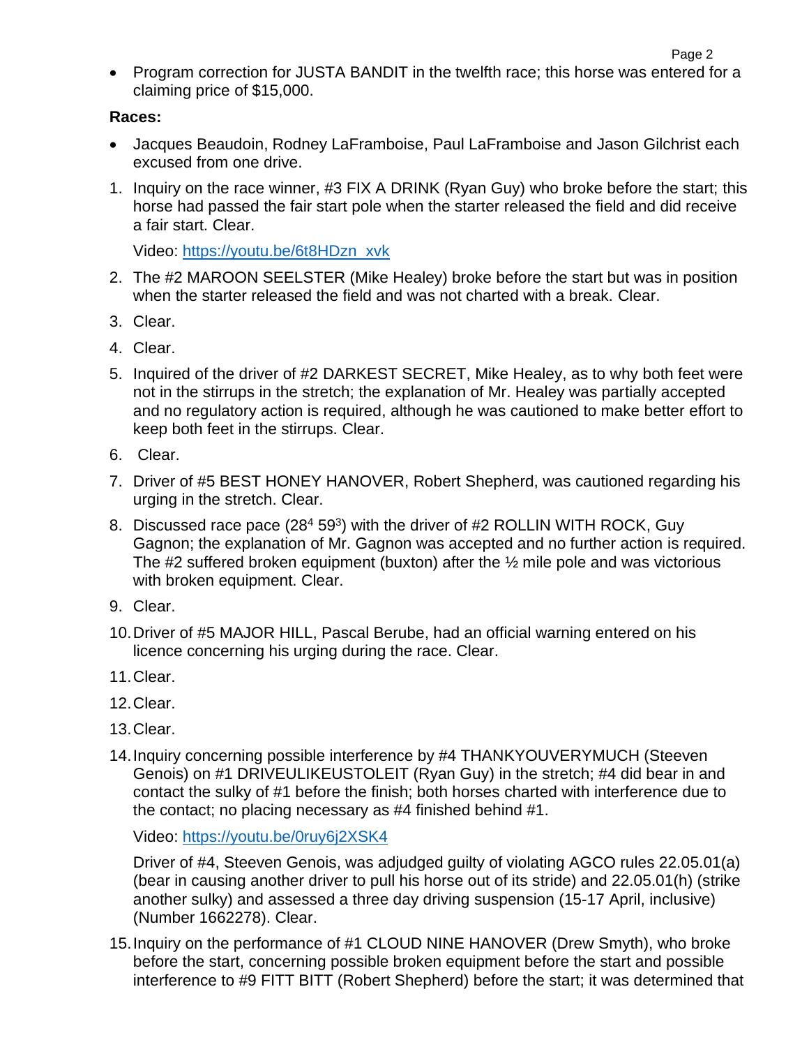- Program correction for JUSTA BANDIT in the twelfth race; this horse was entered for a claiming price of $15,000.

**Races:**

- Jacques Beaudoin, Rodney LaFramboise, Paul LaFramboise and Jason Gilchrist each excused from one drive.

1. Inquiry on the race winner, #3 FIX A DRINK (Ryan Guy) who broke before the start; this horse had passed the fair start pole when the starter released the field and did receive a fair start. Clear.

   Video: https://youtu.be/6t8HDzn_xvk

2. The #2 MAROON SEELSTER (Mike Healey) broke before the start but was in position when the starter released the field and was not charted with a break. Clear.
3. Clear.
4. Clear.
5. Inquired of the driver of #2 DARKEST SECRET, Mike Healey, as to why both feet were not in the stirrups in the stretch; the explanation of Mr. Healey was partially accepted and no regulatory action is required, although he was cautioned to make better effort to keep both feet in the stirrups. Clear.
6. Clear.
7. Driver of #5 BEST HONEY HANOVER, Robert Shepherd, was cautioned regarding his urging in the stretch. Clear.
8. Discussed race pace ($28^4$ $59^3$) with the driver of #2 ROLLIN WITH ROCK, Guy Gagnon; the explanation of Mr. Gagnon was accepted and no further action is required. The #2 suffered broken equipment (buxton) after the ½ mile pole and was victorious with broken equipment. Clear.
9. Clear.
10. Driver of #5 MAJOR HILL, Pascal Berube, had an official warning entered on his licence concerning his urging during the race. Clear.
11. Clear.
12. Clear.
13. Clear.
14. Inquiry concerning possible interference by #4 THANKYOUVERYMUCH (Steeven Genois) on #1 DRIVEULIKEUSTOLEIT (Ryan Guy) in the stretch; #4 did bear in and contact the sulky of #1 before the finish; both horses charted with interference due to the contact; no placing necessary as #4 finished behind #1.

    Video: https://youtu.be/0ruy6j2XSK4

    Driver of #4, Steeven Genois, was adjudged guilty of violating AGCO rules 22.05.01(a) (bear in causing another driver to pull his horse out of its stride) and 22.05.01(h) (strike another sulky) and assessed a three day driving suspension (15-17 April, inclusive) (Number 1662278). Clear.

15. Inquiry on the performance of #1 CLOUD NINE HANOVER (Drew Smyth), who broke before the start, concerning possible broken equipment before the start and possible interference to #9 FITT BITT (Robert Shepherd) before the start; it was determined that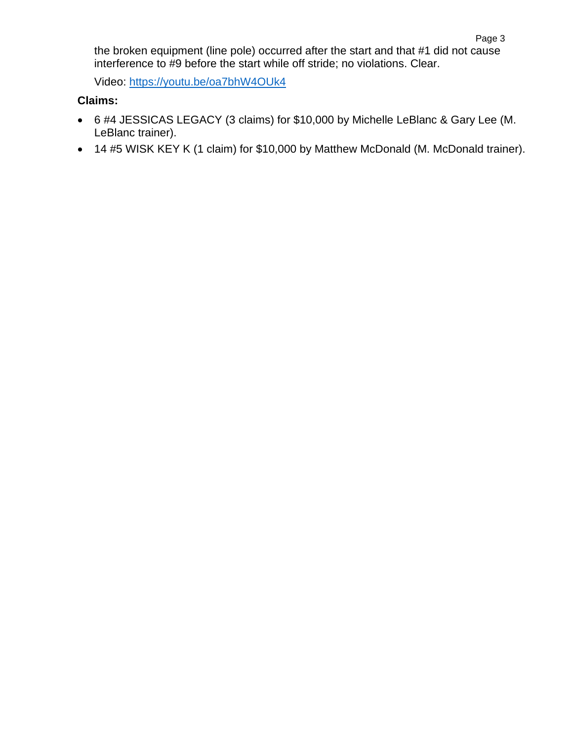the broken equipment (line pole) occurred after the start and that #1 did not cause interference to #9 before the start while off stride; no violations. Clear.

Video: https://youtu.be/oa7bhW4OUk4

**Claims:**

- 6 #4 JESSICAS LEGACY (3 claims) for $10,000 by Michelle LeBlanc & Gary Lee (M. LeBlanc trainer).
- 14 #5 WISK KEY K (1 claim) for $10,000 by Matthew McDonald (M. McDonald trainer).